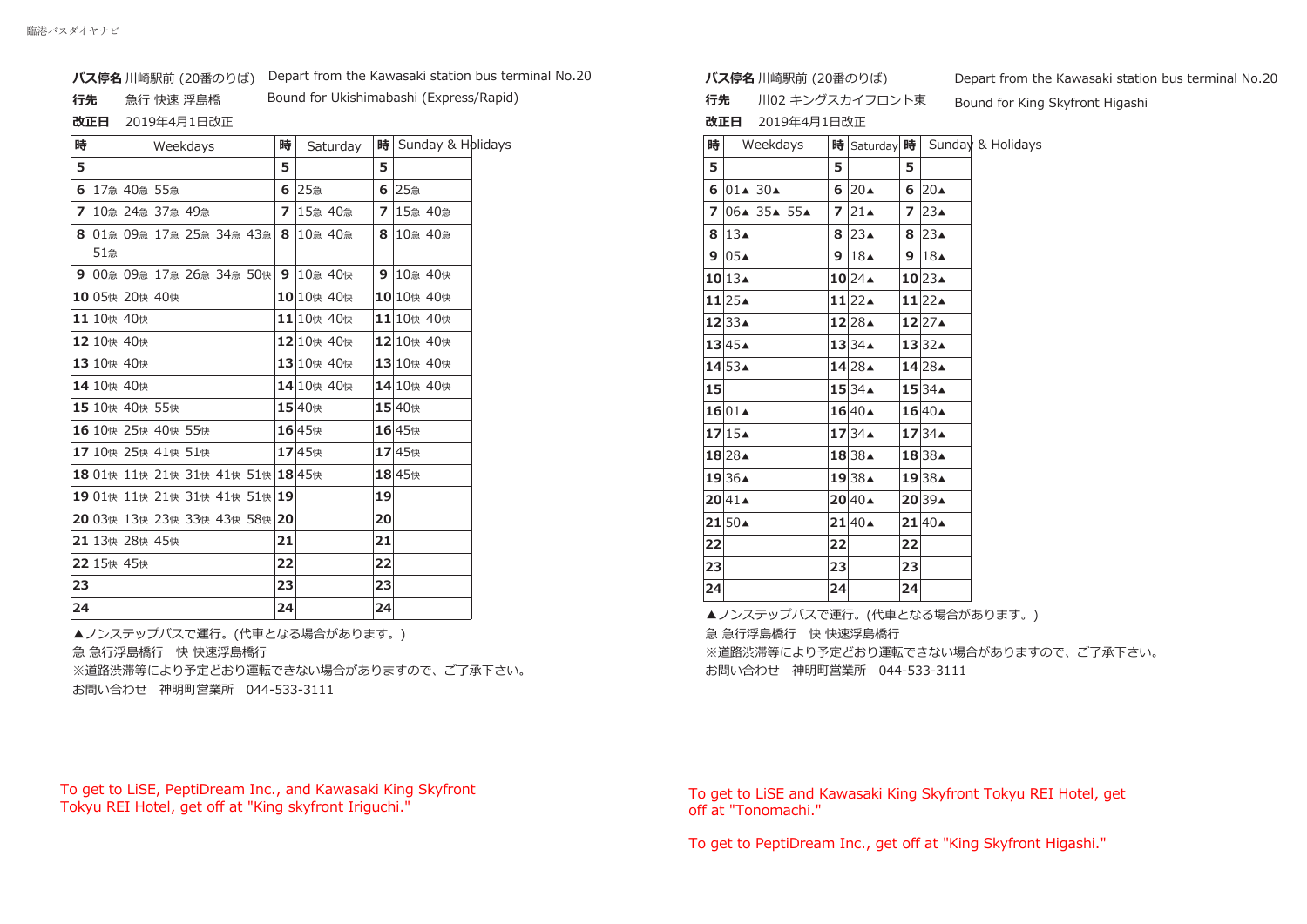**バス停名** 川崎駅前 (20番のりば)　Depart from the Kawasaki station bus terminal No.20

**行先**　急行 快速 浮島橋　Bound for Ukishimabashi (Express/Rapid)

**改正日**　2019年4月1日改正

| 時 | Weekdays | 時 | Saturday | 時 | Sunday & Holidays |
|---|---|---|---|---|---|
| 5 | | 5 | | 5 | |
| 6 | 17急 40急 55急 | 6 | 25急 | 6 | 25急 |
| 7 | 10急 24急 37急 49急 | 7 | 15急 40急 | 7 | 15急 40急 |
| 8 | 01急 09急 17急 25急 34急 43急 51急 | 8 | 10急 40急 | 8 | 10急 40急 |
| 9 | 00急 09急 17急 26急 34急 50快 | 9 | 10急 40快 | 9 | 10急 40快 |
| 10 | 05快 20快 40快 | 10 | 10快 40快 | 10 | 10快 40快 |
| 11 | 10快 40快 | 11 | 10快 40快 | 11 | 10快 40快 |
| 12 | 10快 40快 | 12 | 10快 40快 | 12 | 10快 40快 |
| 13 | 10快 40快 | 13 | 10快 40快 | 13 | 10快 40快 |
| 14 | 10快 40快 | 14 | 10快 40快 | 14 | 10快 40快 |
| 15 | 10快 40快 55快 | 15 | 40快 | 15 | 40快 |
| 16 | 10快 25快 40快 55快 | 16 | 45快 | 16 | 45快 |
| 17 | 10快 25快 41快 51快 | 17 | 45快 | 17 | 45快 |
| 18 | 01快 11快 21快 31快 41快 51快 | 18 | 45快 | 18 | 45快 |
| 19 | 01快 11快 21快 31快 41快 51快 | 19 | | 19 | |
| 20 | 03快 13快 23快 33快 43快 58快 | 20 | | 20 | |
| 21 | 13快 28快 45快 | 21 | | 21 | |
| 22 | 15快 45快 | 22 | | 22 | |
| 23 | | 23 | | 23 | |
| 24 | | 24 | | 24 | |

▲ノンステップバスで運行。(代車となる場合があります。)

急 急行浮島橋行　快 快速浮島橋行

※道路渋滞等により予定どおり運転できない場合がありますので、ご了承下さい。

お問い合わせ　神明町営業所　044-533-3111

To get to LiSE, PeptiDream Inc., and Kawasaki King Skyfront Tokyu REI Hotel, get off at "King skyfront Iriguchi."

**バス停名** 川崎駅前 (20番のりば)　Depart from the Kawasaki station bus terminal No.20

**行先**　川02 キングスカイフロント東　Bound for King Skyfront Higashi

**改正日**　2019年4月1日改正

| 時 | Weekdays | 時 | Saturday | 時 | Sunday & Holidays |
|---|---|---|---|---|---|
| 5 | | 5 | | 5 | |
| 6 | 01▲ 30▲ | 6 | 20▲ | 6 | 20▲ |
| 7 | 06▲ 35▲ 55▲ | 7 | 21▲ | 7 | 23▲ |
| 8 | 13▲ | 8 | 23▲ | 8 | 23▲ |
| 9 | 05▲ | 9 | 18▲ | 9 | 18▲ |
| 10 | 13▲ | 10 | 24▲ | 10 | 23▲ |
| 11 | 25▲ | 11 | 22▲ | 11 | 22▲ |
| 12 | 33▲ | 12 | 28▲ | 12 | 27▲ |
| 13 | 45▲ | 13 | 34▲ | 13 | 32▲ |
| 14 | 53▲ | 14 | 28▲ | 14 | 28▲ |
| 15 | | 15 | 34▲ | 15 | 34▲ |
| 16 | 01▲ | 16 | 40▲ | 16 | 40▲ |
| 17 | 15▲ | 17 | 34▲ | 17 | 34▲ |
| 18 | 28▲ | 18 | 38▲ | 18 | 38▲ |
| 19 | 36▲ | 19 | 38▲ | 19 | 38▲ |
| 20 | 41▲ | 20 | 40▲ | 20 | 39▲ |
| 21 | 50▲ | 21 | 40▲ | 21 | 40▲ |
| 22 | | 22 | | 22 | |
| 23 | | 23 | | 23 | |
| 24 | | 24 | | 24 | |

▲ノンステップバスで運行。(代車となる場合があります。)

急 急行浮島橋行　快 快速浮島橋行

※道路渋滞等により予定どおり運転できない場合がありますので、ご了承下さい。

お問い合わせ　神明町営業所　044-533-3111

To get to LiSE and Kawasaki King Skyfront Tokyu REI Hotel, get off at "Tonomachi."

To get to PeptiDream Inc., get off at "King Skyfront Higashi."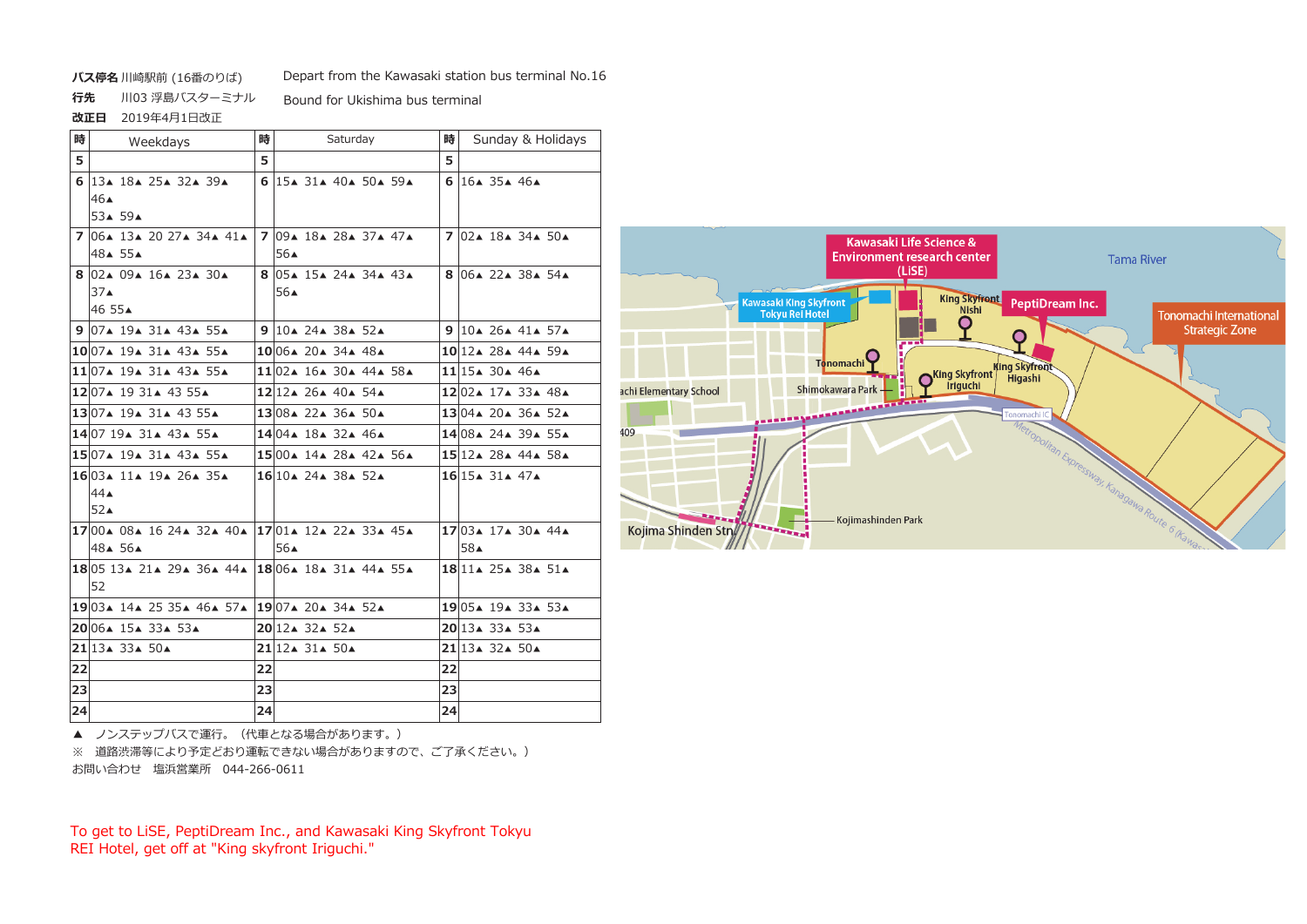**バス停名** 川崎駅前 (16番のりば)　　Depart from the Kawasaki station bus terminal No.16

**行先**　川03 浮島バスターミナル　　Bound for Ukishima bus terminal

**改正日**　2019年4月1日改正

| 時 | Weekdays | 時 | Saturday | 時 | Sunday & Holidays |
|---|---|---|---|---|---|
| 5 | | 5 | | 5 | |
| 6 | 13▲ 18▲ 25▲ 32▲ 39▲ 46▲ 53▲ 59▲ | 6 | 15▲ 31▲ 40▲ 50▲ 59▲ | 6 | 16▲ 35▲ 46▲ |
| 7 | 06▲ 13▲ 20 27▲ 34▲ 41▲ 48▲ 55▲ | 7 | 09▲ 18▲ 28▲ 37▲ 47▲ 56▲ | 7 | 02▲ 18▲ 34▲ 50▲ |
| 8 | 02▲ 09▲ 16▲ 23▲ 30▲ 37▲ 46 55▲ | 8 | 05▲ 15▲ 24▲ 34▲ 43▲ 56▲ | 8 | 06▲ 22▲ 38▲ 54▲ |
| 9 | 07▲ 19▲ 31▲ 43▲ 55▲ | 9 | 10▲ 24▲ 38▲ 52▲ | 9 | 10▲ 26▲ 41▲ 57▲ |
| 10 | 07▲ 19▲ 31▲ 43▲ 55▲ | 10 | 06▲ 20▲ 34▲ 48▲ | 10 | 12▲ 28▲ 44▲ 59▲ |
| 11 | 07▲ 19▲ 31▲ 43▲ 55▲ | 11 | 02▲ 16▲ 30▲ 44▲ 58▲ | 11 | 15▲ 30▲ 46▲ |
| 12 | 07▲ 19 31▲ 43 55▲ | 12 | 12▲ 26▲ 40▲ 54▲ | 12 | 02▲ 17▲ 33▲ 48▲ |
| 13 | 07▲ 19▲ 31▲ 43 55▲ | 13 | 08▲ 22▲ 36▲ 50▲ | 13 | 04▲ 20▲ 36▲ 52▲ |
| 14 | 07 19▲ 31▲ 43▲ 55▲ | 14 | 04▲ 18▲ 32▲ 46▲ | 14 | 08▲ 24▲ 39▲ 55▲ |
| 15 | 07▲ 19▲ 31▲ 43▲ 55▲ | 15 | 00▲ 14▲ 28▲ 42▲ 56▲ | 15 | 12▲ 28▲ 44▲ 58▲ |
| 16 | 03▲ 11▲ 19▲ 26▲ 35▲ 44▲ 52▲ | 16 | 10▲ 24▲ 38▲ 52▲ | 16 | 15▲ 31▲ 47▲ |
| 17 | 00▲ 08▲ 16 24▲ 32▲ 40▲ 48▲ 56▲ | 17 | 01▲ 12▲ 22▲ 33▲ 45▲ 56▲ | 17 | 03▲ 17▲ 30▲ 44▲ 58▲ |
| 18 | 05 13▲ 21▲ 29▲ 36▲ 44▲ 52 | 18 | 06▲ 18▲ 31▲ 44▲ 55▲ | 18 | 11▲ 25▲ 38▲ 51▲ |
| 19 | 03▲ 14▲ 25 35▲ 46▲ 57▲ | 19 | 07▲ 20▲ 34▲ 52▲ | 19 | 05▲ 19▲ 33▲ 53▲ |
| 20 | 06▲ 15▲ 33▲ 53▲ | 20 | 12▲ 32▲ 52▲ | 20 | 13▲ 33▲ 53▲ |
| 21 | 13▲ 33▲ 50▲ | 21 | 12▲ 31▲ 50▲ | 21 | 13▲ 32▲ 50▲ |
| 22 | | 22 | | 22 | |
| 23 | | 23 | | 23 | |
| 24 | | 24 | | 24 | |

▲　ノンステップバスで運行。（代車となる場合があります。）

※　道路渋滞等により予定どおり運転できない場合がありますので、ご了承ください。）

お問い合わせ　塩浜営業所　044-266-0611

Kawasaki Life Science & Environment research center (LiSE)

Kawasaki King Skyfront Tokyu Rei Hotel

King Skyfront Nishi

PeptiDream Inc.

Tama River

Tonomachi International Strategic Zone

Tonomachi

King Skyfront Iriguchi

King Skyfront Higashi

Shimokawara Park

achi Elementary School

Tonomachi IC

409

Metropolitan Expressway, Kanagawa Route 6 (Kawasa

Kojima Shinden Stn

Kojimashinden Park

To get to LiSE, PeptiDream Inc., and Kawasaki King Skyfront Tokyu REI Hotel, get off at "King skyfront Iriguchi."